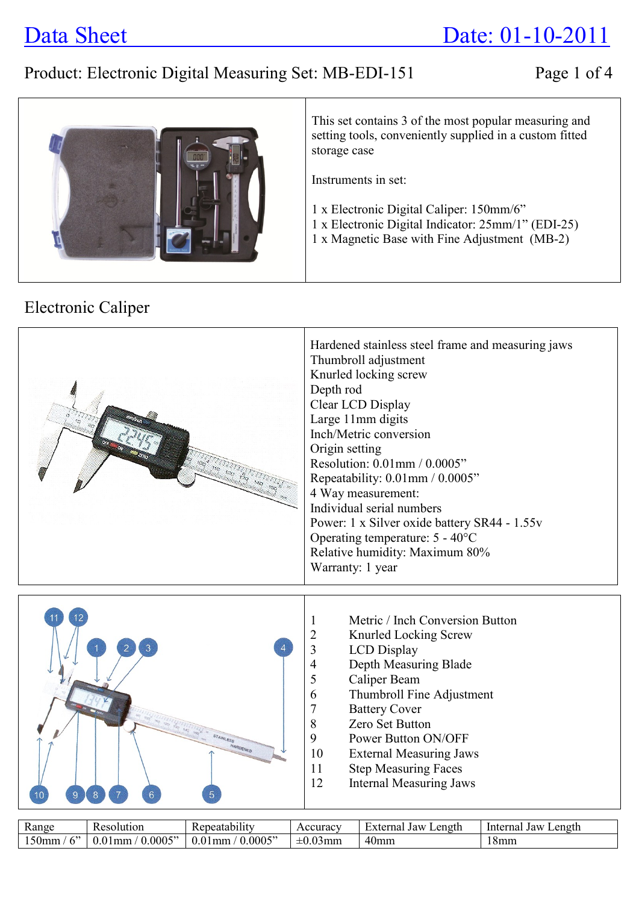# Data Sheet Date: 01-10-2011

Product: Electronic Digital Measuring Set: MB-EDI-151

This set contains 3 of the most popular measuring and setting tools, conveniently supplied in a custom fitted storage case

Instruments in set:

1 x Electronic Digital Caliper: 150mm/6”
1 x Electronic Digital Indicator: 25mm/1” (EDI-25)
1 x Magnetic Base with Fine Adjustment (MB-2)

## Electronic Caliper

Hardened stainless steel frame and measuring jaws
Thumbroll adjustment
Knurled locking screw
Depth rod
Clear LCD Display
Large 11mm digits
Inch/Metric conversion
Origin setting
Resolution: 0.01mm / 0.0005”
Repeatability: 0.01mm / 0.0005”
4 Way measurement:
Individual serial numbers
Power: 1 x Silver oxide battery SR44 - 1.55v
Operating temperature: 5 - 40°C
Relative humidity: Maximum 80%
Warranty: 1 year

1 Metric / Inch Conversion Button
2 Knurled Locking Screw
3 LCD Display
4 Depth Measuring Blade
5 Caliper Beam
6 Thumbroll Fine Adjustment
7 Battery Cover
8 Zero Set Button
9 Power Button ON/OFF
10 External Measuring Jaws
11 Step Measuring Faces
12 Internal Measuring Jaws

| Range | Resolution | Repeatability | Accuracy | External Jaw Length | Internal Jaw Length |
|---|---|---|---|---|---|
| 150mm / 6” | 0.01mm / 0.0005” | 0.01mm / 0.0005” | ±0.03mm | 40mm | 18mm |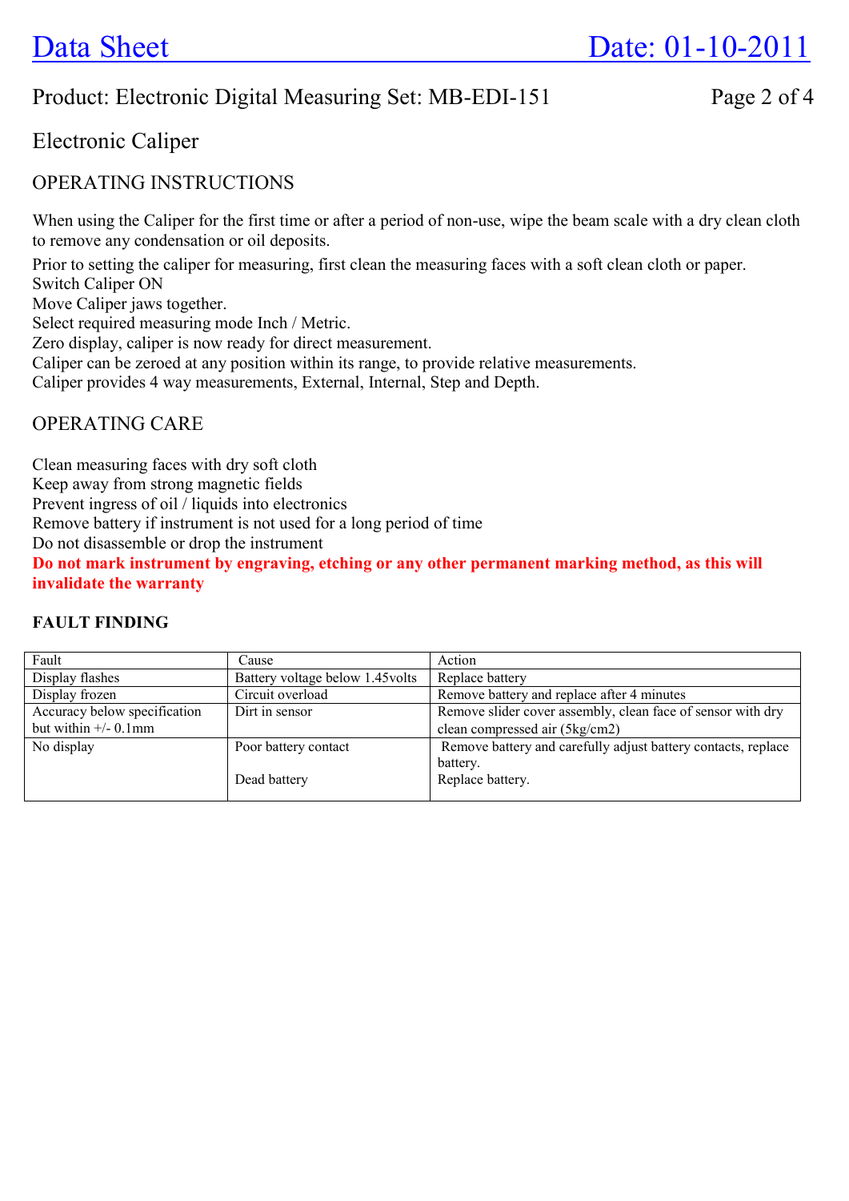# Data Sheet Date: 01-10-2011

## Product: Electronic Digital Measuring Set: MB-EDI-151

## Electronic Caliper

### OPERATING INSTRUCTIONS

When using the Caliper for the first time or after a period of non-use, wipe the beam scale with a dry clean cloth to remove any condensation or oil deposits.

Prior to setting the caliper for measuring, first clean the measuring faces with a soft clean cloth or paper.
Switch Caliper ON
Move Caliper jaws together.
Select required measuring mode Inch / Metric.
Zero display, caliper is now ready for direct measurement.
Caliper can be zeroed at any position within its range, to provide relative measurements.
Caliper provides 4 way measurements, External, Internal, Step and Depth.

### OPERATING CARE

Clean measuring faces with dry soft cloth
Keep away from strong magnetic fields
Prevent ingress of oil / liquids into electronics
Remove battery if instrument is not used for a long period of time
Do not disassemble or drop the instrument
**Do not mark instrument by engraving, etching or any other permanent marking method, as this will invalidate the warranty**

### FAULT FINDING

| Fault | Cause | Action |
| --- | --- | --- |
| Display flashes | Battery voltage below 1.45volts | Replace battery |
| Display frozen | Circuit overload | Remove battery and replace after 4 minutes |
| Accuracy below specification but within +/- 0.1mm | Dirt in sensor | Remove slider cover assembly, clean face of sensor with dry clean compressed air (5kg/cm2) |
| No display | Poor battery contact<br><br>Dead battery | Remove battery and carefully adjust battery contacts, replace battery.<br>Replace battery. |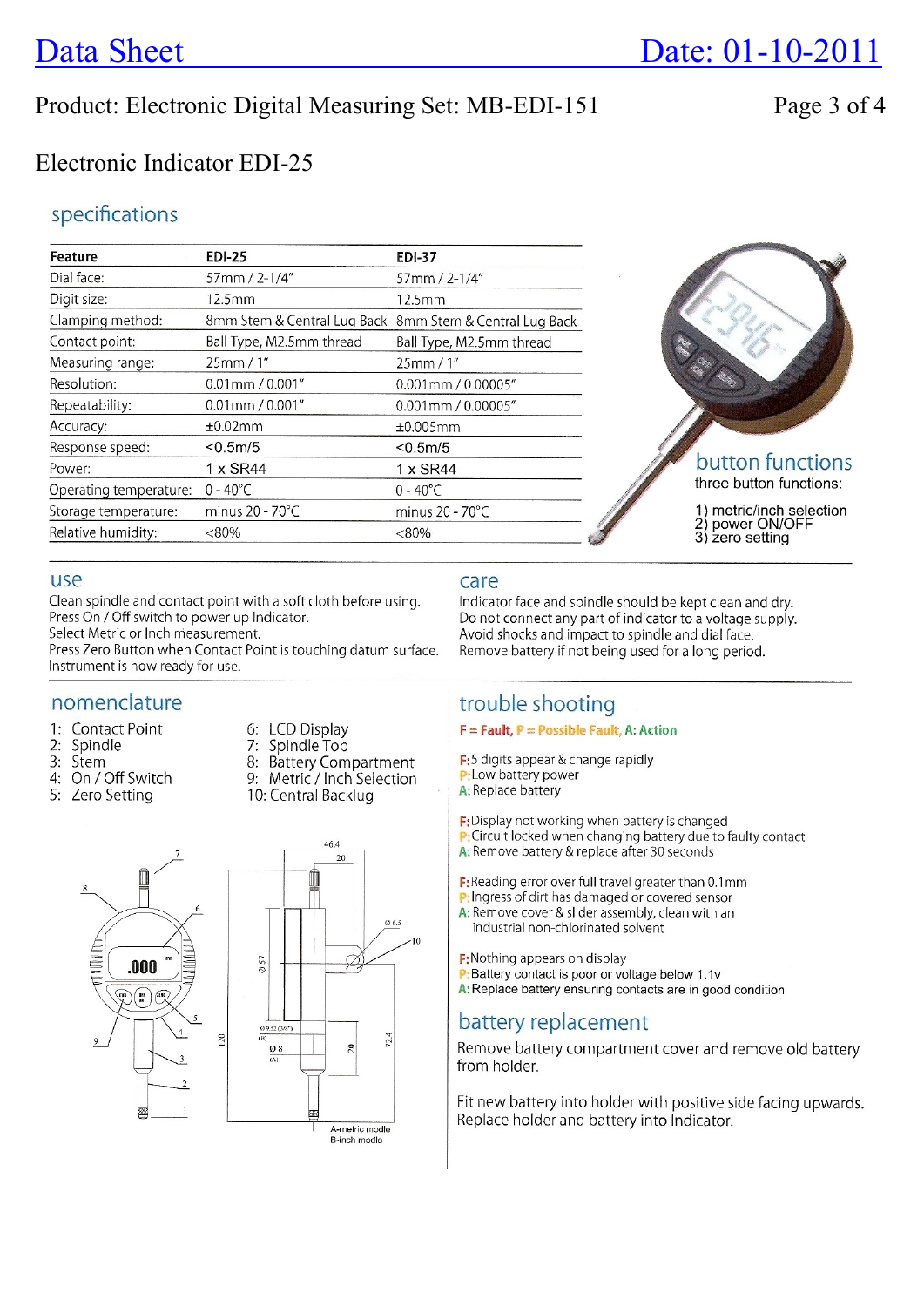# Data Sheet

Date: 01-10-2011

Product: Electronic Digital Measuring Set: MB-EDI-151

## Electronic Indicator EDI-25

### specifications

| Feature | EDI-25 | EDI-37 |
|---|---|---|
| Dial face: | 57mm / 2-1/4" | 57mm / 2-1/4" |
| Digit size: | 12.5mm | 12.5mm |
| Clamping method: | 8mm Stem & Central Lug Back | 8mm Stem & Central Lug Back |
| Contact point: | Ball Type, M2.5mm thread | Ball Type, M2.5mm thread |
| Measuring range: | 25mm / 1" | 25mm / 1" |
| Resolution: | 0.01mm / 0.001" | 0.001mm / 0.00005" |
| Repeatability: | 0.01mm / 0.001" | 0.001mm / 0.00005" |
| Accuracy: | ±0.02mm | ±0.005mm |
| Response speed: | <0.5m/5 | <0.5m/5 |
| Power: | 1 x SR44 | 1 x SR44 |
| Operating temperature: | 0 - 40°C | 0 - 40°C |
| Storage temperature: | minus 20 - 70°C | minus 20 - 70°C |
| Relative humidity: | <80% | <80% |

### button functions

three button functions:

1) metric/inch selection
2) power ON/OFF
3) zero setting

### use

Clean spindle and contact point with a soft cloth before using.
Press On / Off switch to power up Indicator.
Select Metric or Inch measurement.
Press Zero Button when Contact Point is touching datum surface.
Instrument is now ready for use.

### care

Indicator face and spindle should be kept clean and dry.
Do not connect any part of indicator to a voltage supply.
Avoid shocks and impact to spindle and dial face.
Remove battery if not being used for a long period.

### nomenclature

1: Contact Point
2: Spindle
3: Stem
4: On / Off Switch
5: Zero Setting
6: LCD Display
7: Spindle Top
8: Battery Compartment
9: Metric / Inch Selection
10: Central Backlug

A-metric modle
B-inch modle

### trouble shooting

F = Fault, P = Possible Fault, A: Action

F: 5 digits appear & change rapidly
P: Low battery power
A: Replace battery

F: Display not working when battery is changed
P: Circuit locked when changing battery due to faulty contact
A: Remove battery & replace after 30 seconds

F: Reading error over full travel greater than 0.1mm
P: Ingress of dirt has damaged or covered sensor
A: Remove cover & slider assembly, clean with an industrial non-chlorinated solvent

F: Nothing appears on display
P: Battery contact is poor or voltage below 1.1v
A: Replace battery ensuring contacts are in good condition

### battery replacement

Remove battery compartment cover and remove old battery from holder.

Fit new battery into holder with positive side facing upwards.
Replace holder and battery into Indicator.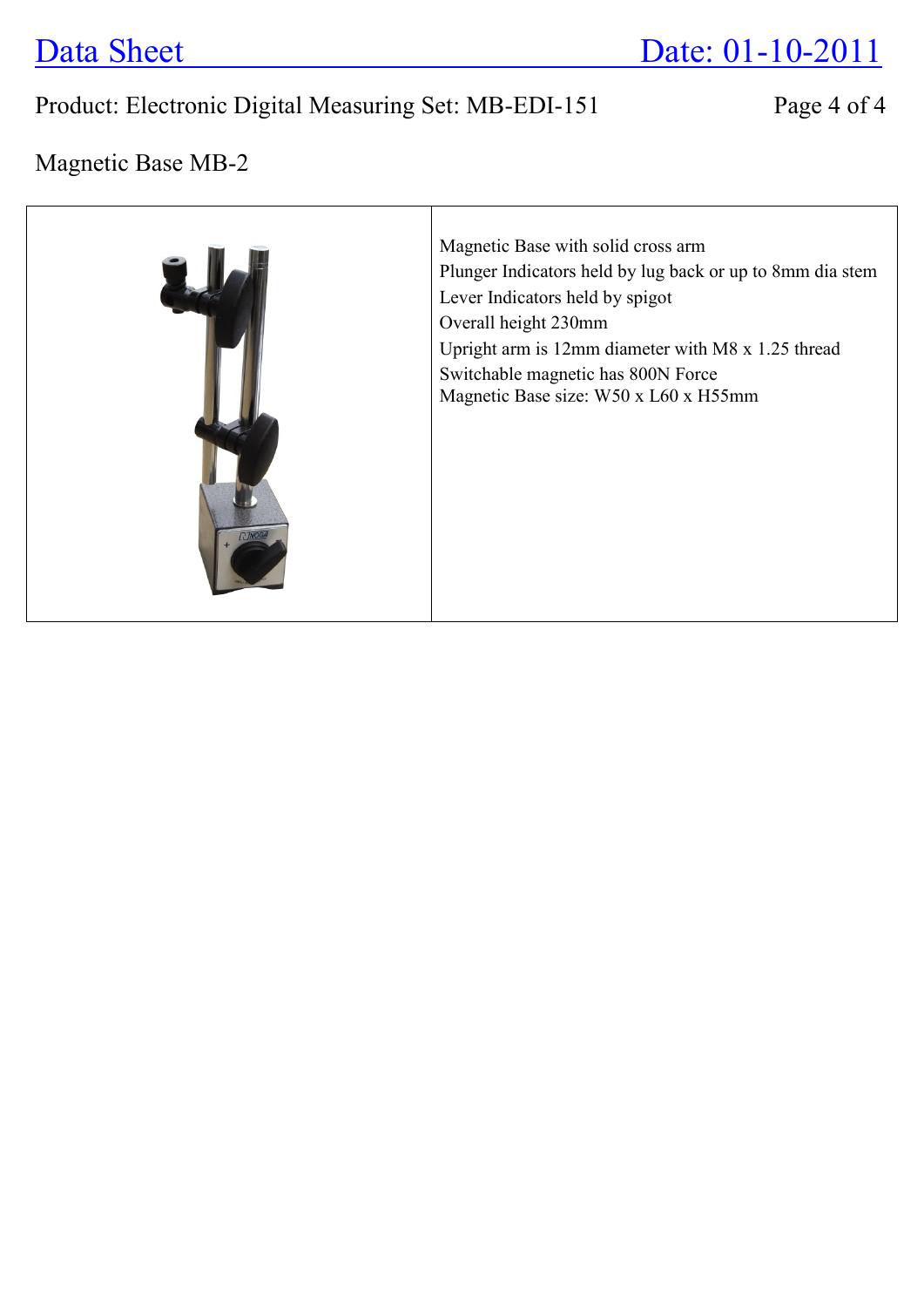# Data Sheet                                                    Date: 01-10-2011

Product: Electronic Digital Measuring Set: MB-EDI-151

## Magnetic Base MB-2

| | |
|---|---|
| | Magnetic Base with solid cross arm<br>Plunger Indicators held by lug back or up to 8mm dia stem<br>Lever Indicators held by spigot<br>Overall height 230mm<br>Upright arm is 12mm diameter with M8 x 1.25 thread<br>Switchable magnetic has 800N Force<br>Magnetic Base size: W50 x L60 x H55mm |